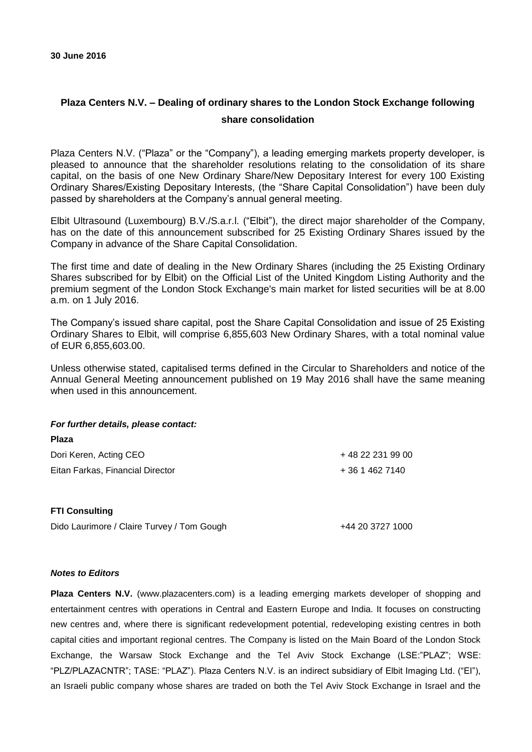**30 June 2016**

# Plaza Centers N.V. – Dealing of ordinary shares to the London Stock Exchange following share consolidation

Plaza Centers N.V. ("Plaza" or the "Company"), a leading emerging markets property developer, is pleased to announce that the shareholder resolutions relating to the consolidation of its share capital, on the basis of one New Ordinary Share/New Depositary Interest for every 100 Existing Ordinary Shares/Existing Depositary Interests, (the "Share Capital Consolidation") have been duly passed by shareholders at the Company's annual general meeting.

Elbit Ultrasound (Luxembourg) B.V./S.a.r.l. ("Elbit"), the direct major shareholder of the Company, has on the date of this announcement subscribed for 25 Existing Ordinary Shares issued by the Company in advance of the Share Capital Consolidation.

The first time and date of dealing in the New Ordinary Shares (including the 25 Existing Ordinary Shares subscribed for by Elbit) on the Official List of the United Kingdom Listing Authority and the premium segment of the London Stock Exchange's main market for listed securities will be at 8.00 a.m. on 1 July 2016.

The Company's issued share capital, post the Share Capital Consolidation and issue of 25 Existing Ordinary Shares to Elbit, will comprise 6,855,603 New Ordinary Shares, with a total nominal value of EUR 6,855,603.00.

Unless otherwise stated, capitalised terms defined in the Circular to Shareholders and notice of the Annual General Meeting announcement published on 19 May 2016 shall have the same meaning when used in this announcement.

***For further details, please contact:***

**Plaza**

| | |
|---|---|
| Dori Keren, Acting CEO | + 48 22 231 99 00 |
| Eitan Farkas, Financial Director | + 36 1 462 7140 |

**FTI Consulting**

| | |
|---|---|
| Dido Laurimore / Claire Turvey / Tom Gough | +44 20 3727 1000 |

***Notes to Editors***

**Plaza Centers N.V.** (www.plazacenters.com) is a leading emerging markets developer of shopping and entertainment centres with operations in Central and Eastern Europe and India. It focuses on constructing new centres and, where there is significant redevelopment potential, redeveloping existing centres in both capital cities and important regional centres. The Company is listed on the Main Board of the London Stock Exchange, the Warsaw Stock Exchange and the Tel Aviv Stock Exchange (LSE:"PLAZ"; WSE: "PLZ/PLAZACNTR"; TASE: "PLAZ"). Plaza Centers N.V. is an indirect subsidiary of Elbit Imaging Ltd. ("EI"), an Israeli public company whose shares are traded on both the Tel Aviv Stock Exchange in Israel and the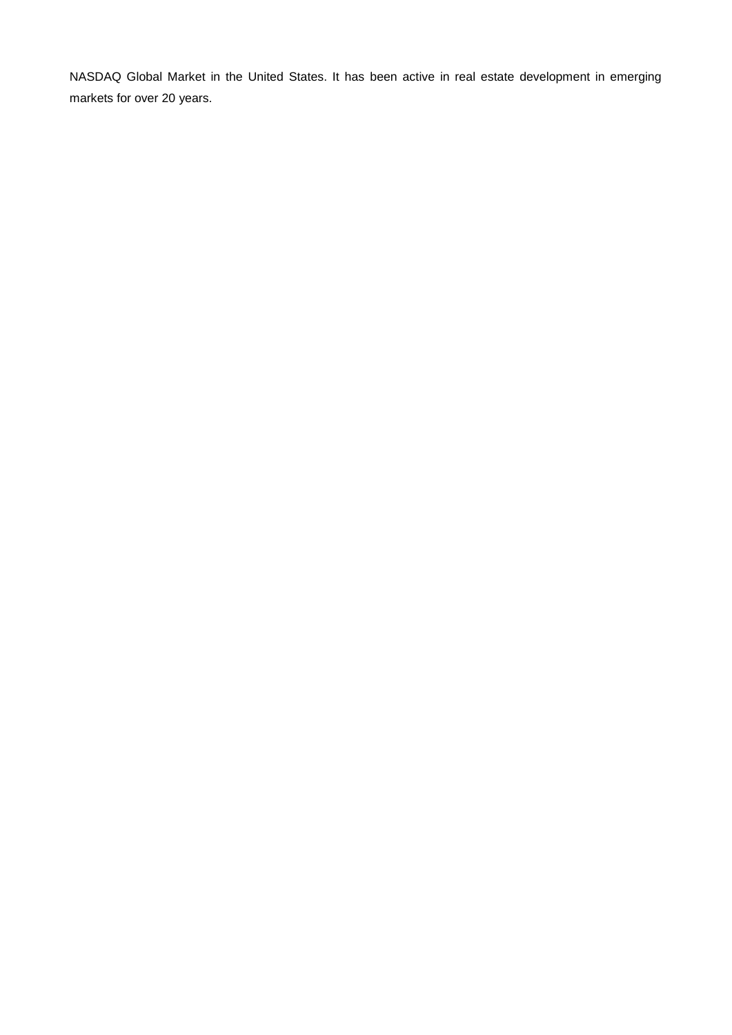NASDAQ Global Market in the United States. It has been active in real estate development in emerging markets for over 20 years.